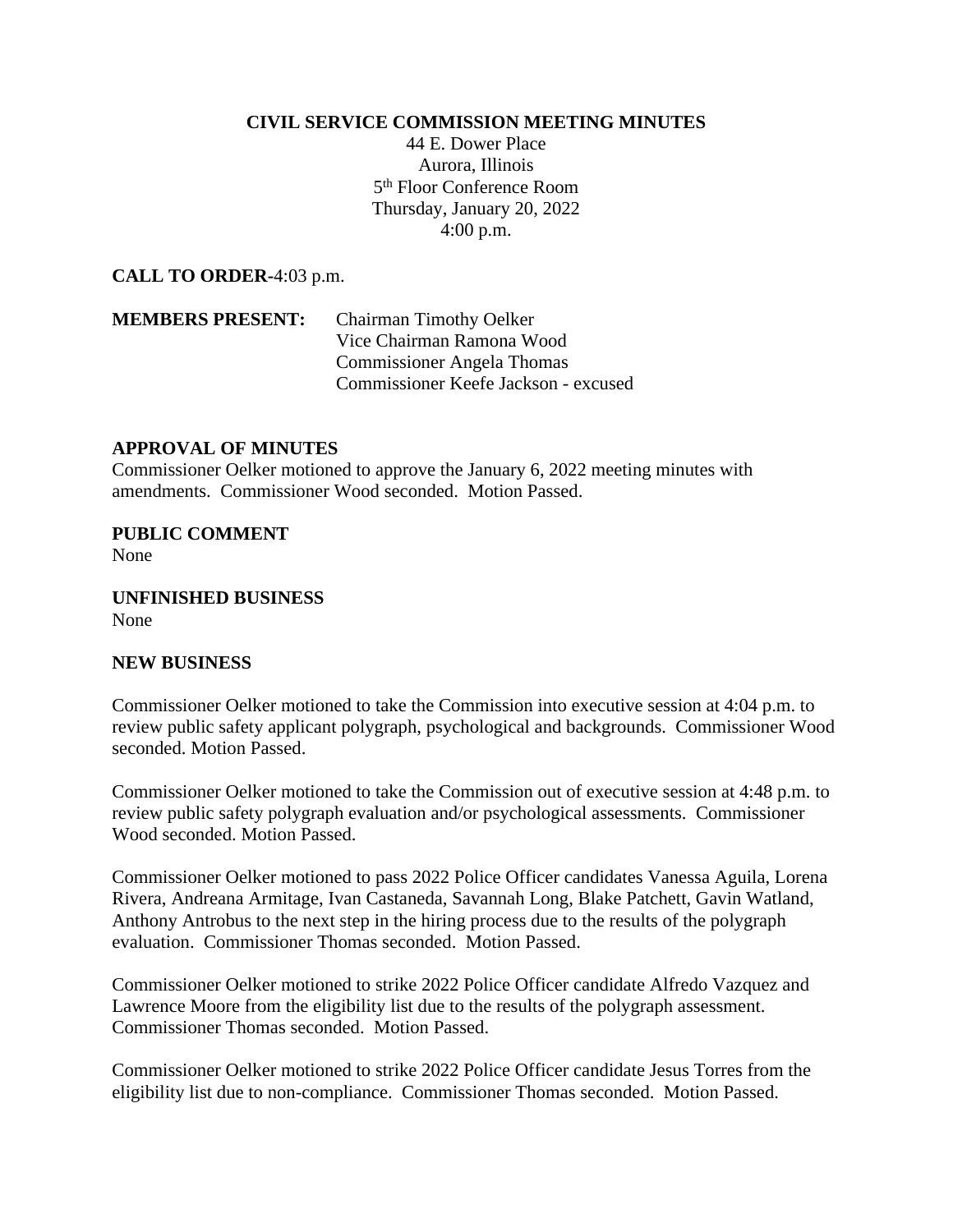**CIVIL SERVICE COMMISSION MEETING MINUTES**

44 E. Dower Place
Aurora, Illinois
5th Floor Conference Room
Thursday, January 20, 2022
4:00 p.m.

**CALL TO ORDER**-4:03 p.m.

**MEMBERS PRESENT:** Chairman Timothy Oelker
Vice Chairman Ramona Wood
Commissioner Angela Thomas
Commissioner Keefe Jackson - excused

**APPROVAL OF MINUTES**

Commissioner Oelker motioned to approve the January 6, 2022 meeting minutes with amendments. Commissioner Wood seconded. Motion Passed.

**PUBLIC COMMENT**

None

**UNFINISHED BUSINESS**

None

**NEW BUSINESS**

Commissioner Oelker motioned to take the Commission into executive session at 4:04 p.m. to review public safety applicant polygraph, psychological and backgrounds. Commissioner Wood seconded. Motion Passed.

Commissioner Oelker motioned to take the Commission out of executive session at 4:48 p.m. to review public safety polygraph evaluation and/or psychological assessments. Commissioner Wood seconded. Motion Passed.

Commissioner Oelker motioned to pass 2022 Police Officer candidates Vanessa Aguila, Lorena Rivera, Andreana Armitage, Ivan Castaneda, Savannah Long, Blake Patchett, Gavin Watland, Anthony Antrobus to the next step in the hiring process due to the results of the polygraph evaluation. Commissioner Thomas seconded. Motion Passed.

Commissioner Oelker motioned to strike 2022 Police Officer candidate Alfredo Vazquez and Lawrence Moore from the eligibility list due to the results of the polygraph assessment. Commissioner Thomas seconded. Motion Passed.

Commissioner Oelker motioned to strike 2022 Police Officer candidate Jesus Torres from the eligibility list due to non-compliance. Commissioner Thomas seconded. Motion Passed.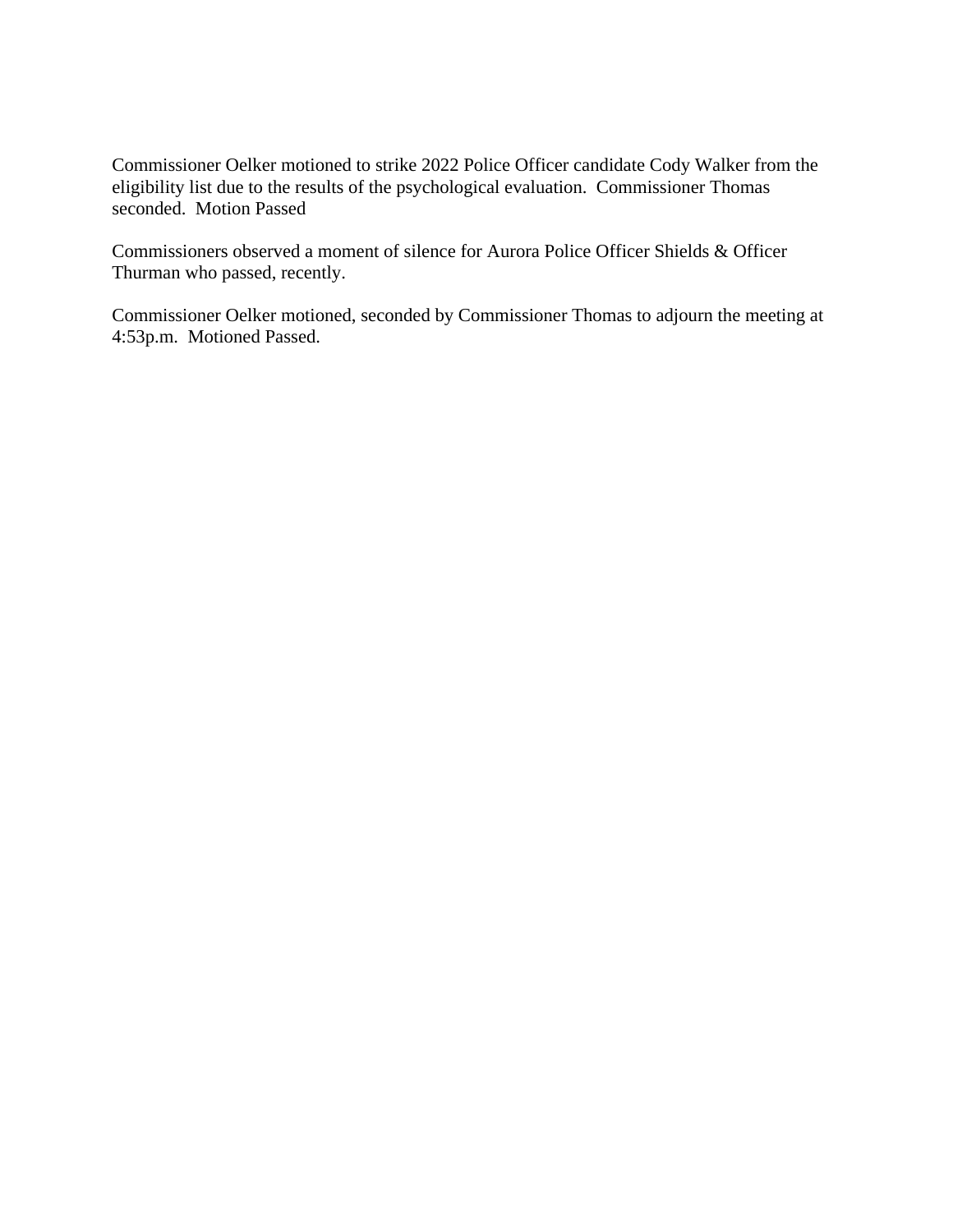Commissioner Oelker motioned to strike 2022 Police Officer candidate Cody Walker from the eligibility list due to the results of the psychological evaluation.  Commissioner Thomas seconded.  Motion Passed

Commissioners observed a moment of silence for Aurora Police Officer Shields & Officer Thurman who passed, recently.

Commissioner Oelker motioned, seconded by Commissioner Thomas to adjourn the meeting at 4:53p.m.  Motioned Passed.